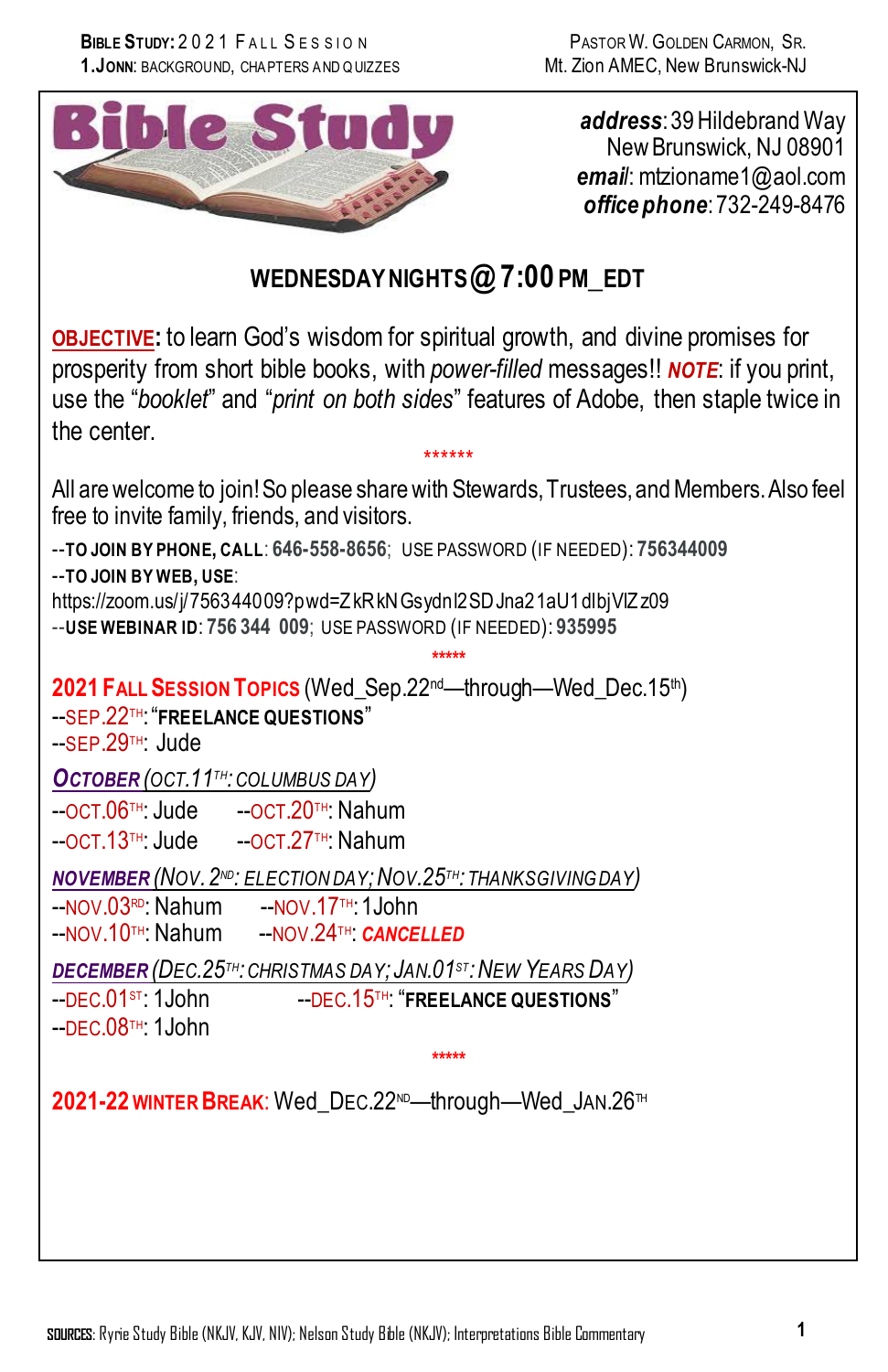# Bible Study

***address***: 39 Hildebrand Way
New Brunswick, NJ 08901
***email***: mtzioname1@aol.com
***office phone***: 732-249-8476

## WEDNESDAY NIGHTS @ 7:00 PM_EDT

**OBJECTIVE:** to learn God's wisdom for spiritual growth, and divine promises for prosperity from short bible books, with *power-filled* messages!! ***NOTE***: if you print, use the "*booklet*" and "*print on both sides*" features of Adobe, then staple twice in the center.

******

All are welcome to join! So please share with Stewards, Trustees, and Members. Also feel free to invite family, friends, and visitors.

--**TO JOIN BY PHONE, CALL**: **646-558-8656**; USE PASSWORD (IF NEEDED): **756344009**

--**TO JOIN BY WEB, USE**:
https://zoom.us/j/756344009?pwd=ZkRkNGsydnl2SDJna21aU1dlbjVlZz09

--**USE WEBINAR ID**: **756 344 009**; USE PASSWORD (IF NEEDED): **935995**

*****

**2021 FALL SESSION TOPICS** (Wed_Sep.22nd—through—Wed_Dec.15th)

--SEP.22TH: "**FREELANCE QUESTIONS**"
--SEP.29TH: Jude

***OCTOBER** (OCT.11TH: COLUMBUS DAY)*

--OCT.06TH: Jude
--OCT.13TH: Jude
--OCT.20TH: Nahum
--OCT.27TH: Nahum

***NOVEMBER** (NOV. 2ND: ELECTION DAY; NOV.25TH: THANKSGIVING DAY)*

--NOV.03RD: Nahum
--NOV.10TH: Nahum
--NOV.17TH: 1John
--NOV.24TH: ***CANCELLED***

***DECEMBER** (DEC.25TH: CHRISTMAS DAY; JAN.01ST: NEW YEARS DAY)*

--DEC.01ST: 1John
--DEC.08TH: 1John
--DEC.15TH: "**FREELANCE QUESTIONS**"

*****

**2021-22 WINTER BREAK**: Wed_DEC.22ND—through—Wed_JAN.26TH

**SOURCES**: Ryrie Study Bible (NKJV, KJV, NIV); Nelson Study Bible (NKJV); Interpretations Bible Commentary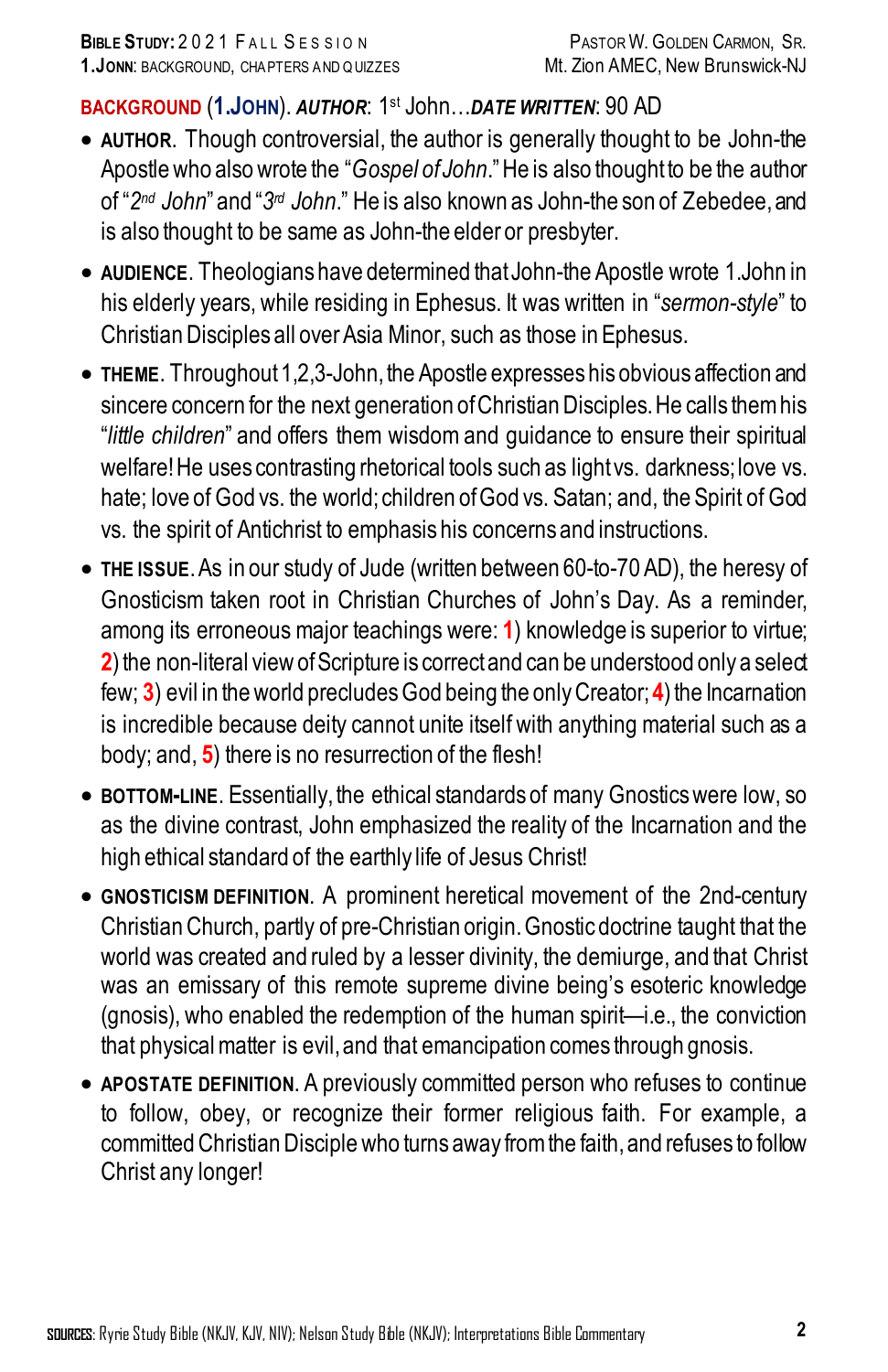**BACKGROUND** (**1.JOHN**). ***AUTHOR***: 1st John…***DATE WRITTEN***: 90 AD

- **AUTHOR**. Though controversial, the author is generally thought to be John-the Apostle who also wrote the "*Gospel of John*." He is also thought to be the author of "*2nd John*" and "*3rd John*." He is also known as John-the son of Zebedee, and is also thought to be same as John-the elder or presbyter.
- **AUDIENCE**. Theologians have determined that John-the Apostle wrote 1.John in his elderly years, while residing in Ephesus. It was written in "*sermon-style*" to Christian Disciples all over Asia Minor, such as those in Ephesus.
- **THEME**. Throughout 1,2,3-John, the Apostle expresses his obvious affection and sincere concern for the next generation of Christian Disciples. He calls them his "*little children*" and offers them wisdom and guidance to ensure their spiritual welfare! He uses contrasting rhetorical tools such as light vs. darkness; love vs. hate; love of God vs. the world; children of God vs. Satan; and, the Spirit of God vs. the spirit of Antichrist to emphasis his concerns and instructions.
- **THE ISSUE**. As in our study of Jude (written between 60-to-70 AD), the heresy of Gnosticism taken root in Christian Churches of John's Day. As a reminder, among its erroneous major teachings were: **1**) knowledge is superior to virtue; **2**) the non-literal view of Scripture is correct and can be understood only a select few; **3**) evil in the world precludes God being the only Creator; **4**) the Incarnation is incredible because deity cannot unite itself with anything material such as a body; and, **5**) there is no resurrection of the flesh!
- **BOTTOM-LINE**. Essentially, the ethical standards of many Gnostics were low, so as the divine contrast, John emphasized the reality of the Incarnation and the high ethical standard of the earthly life of Jesus Christ!
- **GNOSTICISM DEFINITION**. A prominent heretical movement of the 2nd-century Christian Church, partly of pre-Christian origin. Gnostic doctrine taught that the world was created and ruled by a lesser divinity, the demiurge, and that Christ was an emissary of this remote supreme divine being's esoteric knowledge (gnosis), who enabled the redemption of the human spirit—i.e., the conviction that physical matter is evil, and that emancipation comes through gnosis.
- **APOSTATE DEFINITION**. A previously committed person who refuses to continue to follow, obey, or recognize their former religious faith. For example, a committed Christian Disciple who turns away from the faith, and refuses to follow Christ any longer!

**SOURCES**: Ryrie Study Bible (NKJV, KJV, NIV); Nelson Study Bible (NKJV); Interpretations Bible Commentary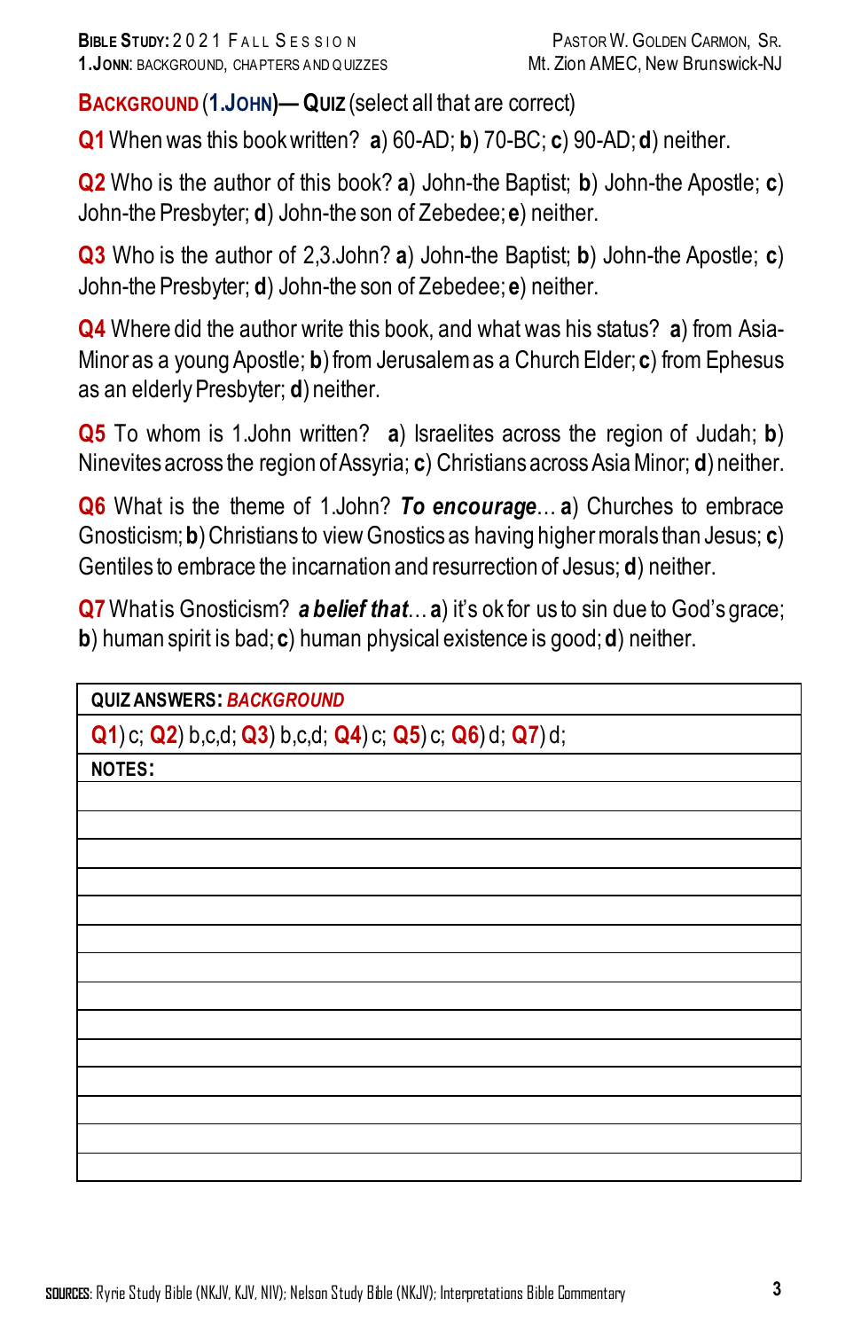## BACKGROUND (1.JOHN)— QUIZ (select all that are correct)

**Q1** When was this book written? **a**) 60-AD; **b**) 70-BC; **c**) 90-AD; **d**) neither.

**Q2** Who is the author of this book? **a**) John-the Baptist; **b**) John-the Apostle; **c**) John-the Presbyter; **d**) John-the son of Zebedee; **e**) neither.

**Q3** Who is the author of 2,3.John? **a**) John-the Baptist; **b**) John-the Apostle; **c**) John-the Presbyter; **d**) John-the son of Zebedee; **e**) neither.

**Q4** Where did the author write this book, and what was his status? **a**) from Asia-Minor as a young Apostle; **b**) from Jerusalem as a Church Elder; **c**) from Ephesus as an elderly Presbyter; **d**) neither.

**Q5** To whom is 1.John written? **a**) Israelites across the region of Judah; **b**) Ninevites across the region of Assyria; **c**) Christians across Asia Minor; **d**) neither.

**Q6** What is the theme of 1.John? ***To encourage***… **a**) Churches to embrace Gnosticism; **b**) Christians to view Gnostics as having higher morals than Jesus; **c**) Gentiles to embrace the incarnation and resurrection of Jesus; **d**) neither.

**Q7** What is Gnosticism? ***a belief that***… **a**) it's ok for us to sin due to God's grace; **b**) human spirit is bad; **c**) human physical existence is good; **d**) neither.

| **QUIZ ANSWERS:** ***BACKGROUND*** |
|---|
| **Q1**) c; **Q2**) b,c,d; **Q3**) b,c,d; **Q4**) c; **Q5**) c; **Q6**) d; **Q7**) d; |
| **NOTES:** |
| |
| |
| |
| |
| |
| |
| |
| |
| |
| |
| |
| |
| |
| |

**SOURCES**: Ryrie Study Bible (NKJV, KJV, NIV); Nelson Study Bible (NKJV); Interpretations Bible Commentary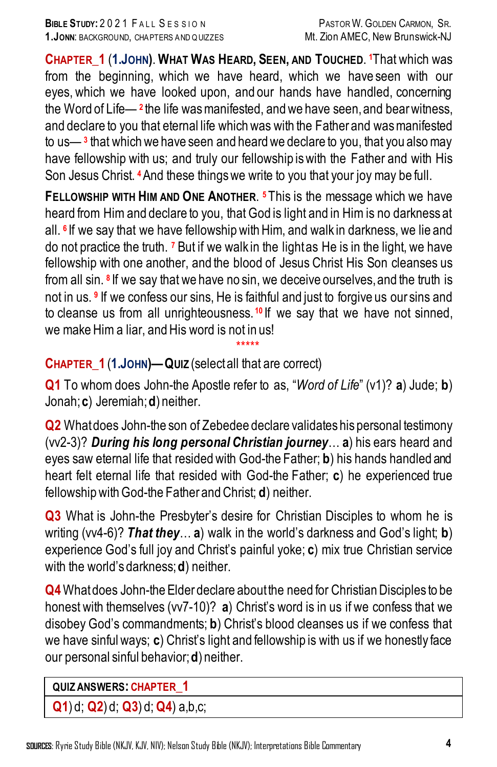**CHAPTER_1 (1.JOHN). WHAT WAS HEARD, SEEN, AND TOUCHED.** [1]That which was from the beginning, which we have heard, which we have seen with our eyes, which we have looked upon, and our hands have handled, concerning the Word of Life— [2]the life was manifested, and we have seen, and bear witness, and declare to you that eternal life which was with the Father and was manifested to us— [3]that which we have seen and heard we declare to you, that you also may have fellowship with us; and truly our fellowship is with the Father and with His Son Jesus Christ. [4]And these things we write to you that your joy may be full.

**FELLOWSHIP WITH HIM AND ONE ANOTHER.** [5]This is the message which we have heard from Him and declare to you, that God is light and in Him is no darkness at all. [6]If we say that we have fellowship with Him, and walk in darkness, we lie and do not practice the truth. [7]But if we walk in the light as He is in the light, we have fellowship with one another, and the blood of Jesus Christ His Son cleanses us from all sin. [8]If we say that we have no sin, we deceive ourselves, and the truth is not in us. [9]If we confess our sins, He is faithful and just to forgive us our sins and to cleanse us from all unrighteousness. [10]If we say that we have not sinned, we make Him a liar, and His word is not in us!

*****

**CHAPTER_1 (1.JOHN)—QUIZ** (select all that are correct)

**Q1** To whom does John-the Apostle refer to as, "*Word of Life*" (v1)? **a**) Jude; **b**) Jonah; **c**) Jeremiah; **d**) neither.

**Q2** What does John-the son of Zebedee declare validates his personal testimony (vv2-3)? ***During his long personal Christian journey***… **a**) his ears heard and eyes saw eternal life that resided with God-the Father; **b**) his hands handled and heart felt eternal life that resided with God-the Father; **c**) he experienced true fellowship with God-the Father and Christ; **d**) neither.

**Q3** What is John-the Presbyter's desire for Christian Disciples to whom he is writing (vv4-6)? ***That they***… **a**) walk in the world's darkness and God's light; **b**) experience God's full joy and Christ's painful yoke; **c**) mix true Christian service with the world's darkness; **d**) neither.

**Q4** What does John-the Elder declare about the need for Christian Disciples to be honest with themselves (vv7-10)? **a**) Christ's word is in us if we confess that we disobey God's commandments; **b**) Christ's blood cleanses us if we confess that we have sinful ways; **c**) Christ's light and fellowship is with us if we honestly face our personal sinful behavior; **d**) neither.

| QUIZ ANSWERS: CHAPTER_1 |
|---|
| Q1) d; Q2) d; Q3) d; Q4) a,b,c; |

SOURCES: Ryrie Study Bible (NKJV, KJV, NIV); Nelson Study Bible (NKJV); Interpretations Bible Commentary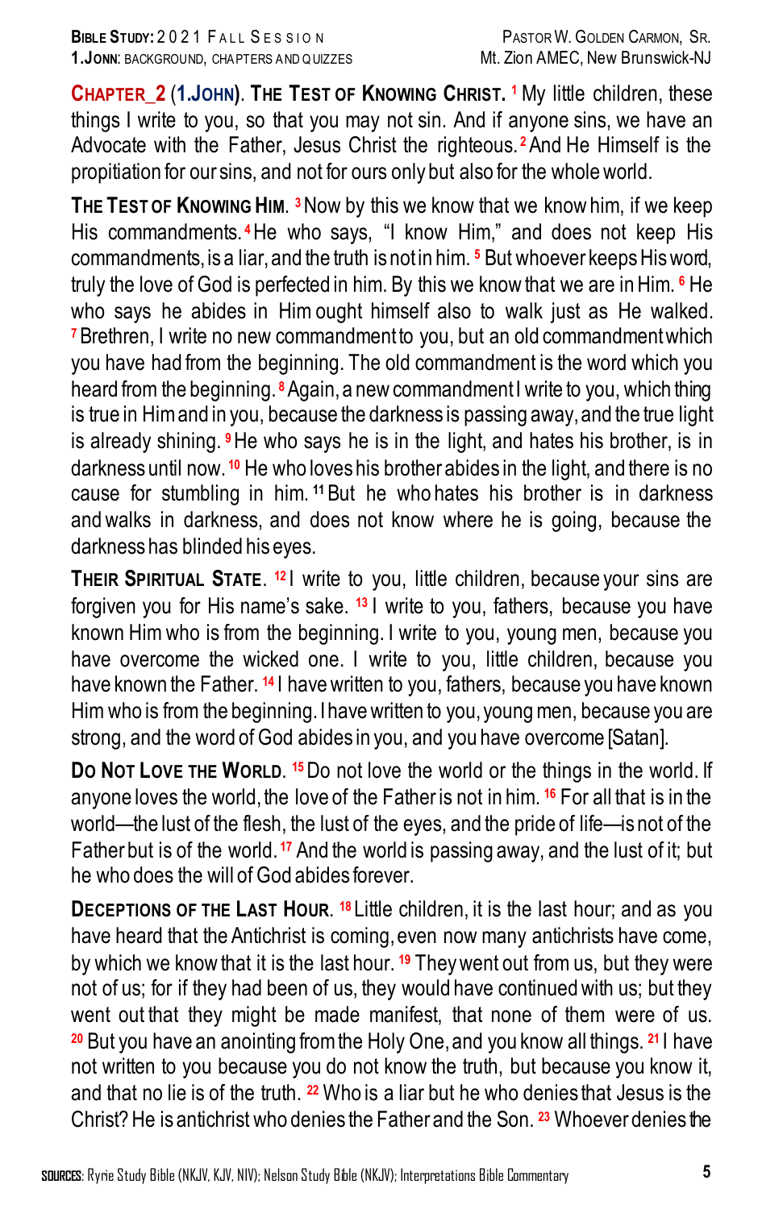**CHAPTER_2 (1.JOHN). THE TEST OF KNOWING CHRIST.** [1] My little children, these things I write to you, so that you may not sin. And if anyone sins, we have an Advocate with the Father, Jesus Christ the righteous. [2] And He Himself is the propitiation for our sins, and not for ours only but also for the whole world.

**THE TEST OF KNOWING HIM.** [3] Now by this we know that we know him, if we keep His commandments. [4] He who says, "I know Him," and does not keep His commandments, is a liar, and the truth is not in him. [5] But whoever keeps His word, truly the love of God is perfected in him. By this we know that we are in Him. [6] He who says he abides in Him ought himself also to walk just as He walked. [7] Brethren, I write no new commandment to you, but an old commandment which you have had from the beginning. The old commandment is the word which you heard from the beginning. [8] Again, a new commandment I write to you, which thing is true in Him and in you, because the darkness is passing away, and the true light is already shining. [9] He who says he is in the light, and hates his brother, is in darkness until now. [10] He who loves his brother abides in the light, and there is no cause for stumbling in him. [11] But he who hates his brother is in darkness and walks in darkness, and does not know where he is going, because the darkness has blinded his eyes.

**THEIR SPIRITUAL STATE.** [12] I write to you, little children, because your sins are forgiven you for His name's sake. [13] I write to you, fathers, because you have known Him who is from the beginning. I write to you, young men, because you have overcome the wicked one. I write to you, little children, because you have known the Father. [14] I have written to you, fathers, because you have known Him who is from the beginning. I have written to you, young men, because you are strong, and the word of God abides in you, and you have overcome [Satan].

**DO NOT LOVE THE WORLD.** [15] Do not love the world or the things in the world. If anyone loves the world, the love of the Father is not in him. [16] For all that is in the world—the lust of the flesh, the lust of the eyes, and the pride of life—is not of the Father but is of the world. [17] And the world is passing away, and the lust of it; but he who does the will of God abides forever.

**DECEPTIONS OF THE LAST HOUR.** [18] Little children, it is the last hour; and as you have heard that the Antichrist is coming, even now many antichrists have come, by which we know that it is the last hour. [19] They went out from us, but they were not of us; for if they had been of us, they would have continued with us; but they went out that they might be made manifest, that none of them were of us. [20] But you have an anointing from the Holy One, and you know all things. [21] I have not written to you because you do not know the truth, but because you know it, and that no lie is of the truth. [22] Who is a liar but he who denies that Jesus is the Christ? He is antichrist who denies the Father and the Son. [23] Whoever denies the

**SOURCES**: Ryrie Study Bible (NKJV, KJV, NIV); Nelson Study Bible (NKJV); Interpretations Bible Commentary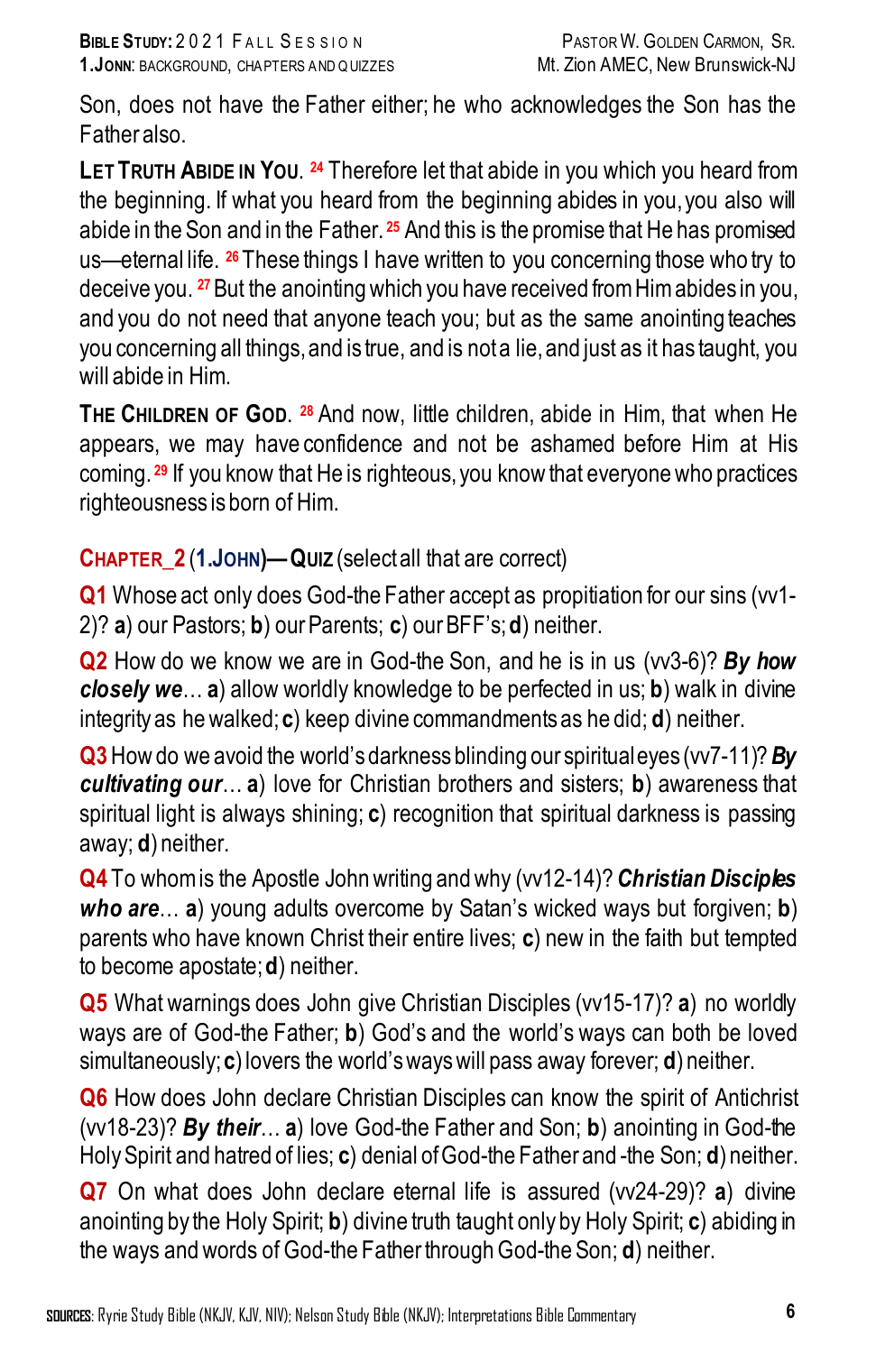Son, does not have the Father either; he who acknowledges the Son has the Father also.

**Let Truth Abide in You.** [24] Therefore let that abide in you which you heard from the beginning. If what you heard from the beginning abides in you, you also will abide in the Son and in the Father. [25] And this is the promise that He has promised us—eternal life. [26] These things I have written to you concerning those who try to deceive you. [27] But the anointing which you have received from Him abides in you, and you do not need that anyone teach you; but as the same anointing teaches you concerning all things, and is true, and is not a lie, and just as it has taught, you will abide in Him.

**The Children of God.** [28] And now, little children, abide in Him, that when He appears, we may have confidence and not be ashamed before Him at His coming. [29] If you know that He is righteous, you know that everyone who practices righteousness is born of Him.

## Chapter_2 (1.John)—Quiz (select all that are correct)

**Q1** Whose act only does God-the Father accept as propitiation for our sins (vv1-2)? **a**) our Pastors; **b**) our Parents; **c**) our BFF's; **d**) neither.

**Q2** How do we know we are in God-the Son, and he is in us (vv3-6)? ***By how closely we***… **a**) allow worldly knowledge to be perfected in us; **b**) walk in divine integrity as he walked; **c**) keep divine commandments as he did; **d**) neither.

**Q3** How do we avoid the world's darkness blinding our spiritual eyes (vv7-11)? ***By cultivating our***… **a**) love for Christian brothers and sisters; **b**) awareness that spiritual light is always shining; **c**) recognition that spiritual darkness is passing away; **d**) neither.

**Q4** To whom is the Apostle John writing and why (vv12-14)? ***Christian Disciples who are***… **a**) young adults overcome by Satan's wicked ways but forgiven; **b**) parents who have known Christ their entire lives; **c**) new in the faith but tempted to become apostate; **d**) neither.

**Q5** What warnings does John give Christian Disciples (vv15-17)? **a**) no worldly ways are of God-the Father; **b**) God's and the world's ways can both be loved simultaneously; **c**) lovers the world's ways will pass away forever; **d**) neither.

**Q6** How does John declare Christian Disciples can know the spirit of Antichrist (vv18-23)? ***By their***… **a**) love God-the Father and Son; **b**) anointing in God-the Holy Spirit and hatred of lies; **c**) denial of God-the Father and -the Son; **d**) neither.

**Q7** On what does John declare eternal life is assured (vv24-29)? **a**) divine anointing by the Holy Spirit; **b**) divine truth taught only by Holy Spirit; **c**) abiding in the ways and words of God-the Father through God-the Son; **d**) neither.

**Sources**: Ryrie Study Bible (NKJV, KJV, NIV); Nelson Study Bible (NKJV); Interpretations Bible Commentary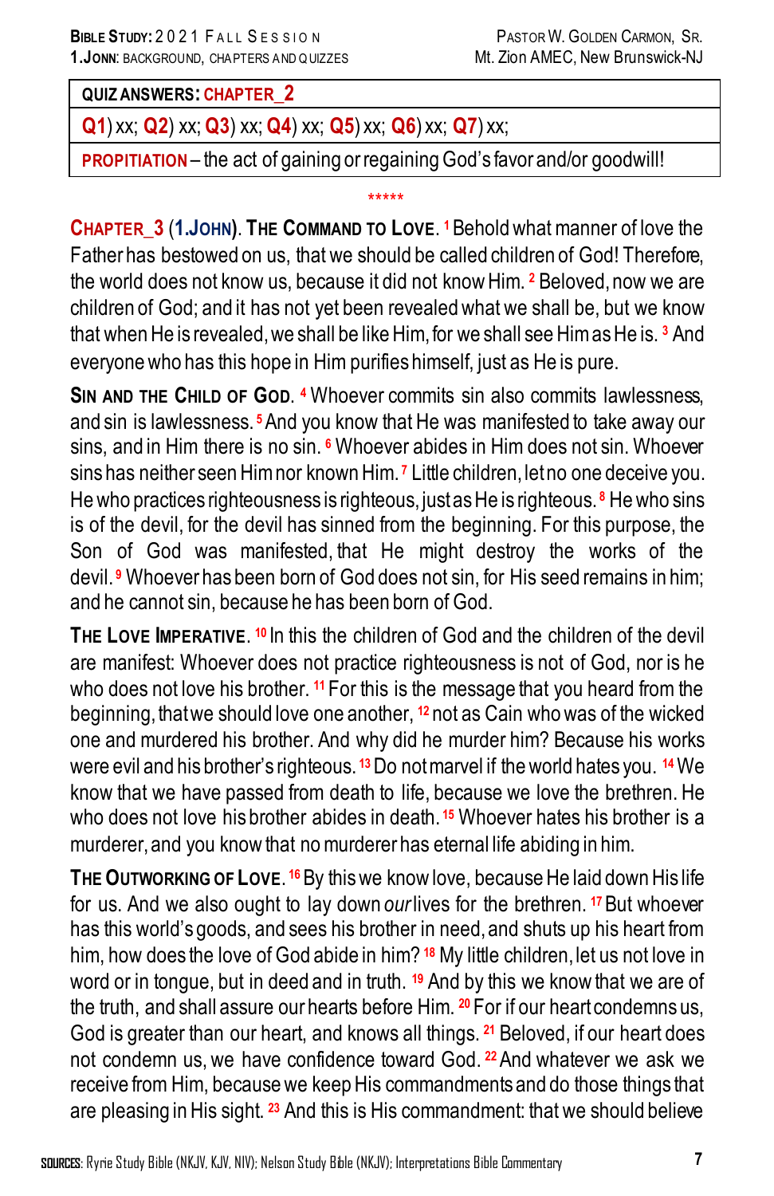| QUIZ ANSWERS: CHAPTER_2 |
|---|
| Q1) xx; Q2) xx; Q3) xx; Q4) xx; Q5) xx; Q6) xx; Q7) xx; |
| PROPITIATION – the act of gaining or regaining God's favor and/or goodwill! |

*****

**CHAPTER_3 (1.JOHN). THE COMMAND TO LOVE.** [1] Behold what manner of love the Father has bestowed on us, that we should be called children of God! Therefore, the world does not know us, because it did not know Him. [2] Beloved, now we are children of God; and it has not yet been revealed what we shall be, but we know that when He is revealed, we shall be like Him, for we shall see Him as He is. [3] And everyone who has this hope in Him purifies himself, just as He is pure.

**SIN AND THE CHILD OF GOD.** [4] Whoever commits sin also commits lawlessness, and sin is lawlessness. [5] And you know that He was manifested to take away our sins, and in Him there is no sin. [6] Whoever abides in Him does not sin. Whoever sins has neither seen Him nor known Him. [7] Little children, let no one deceive you. He who practices righteousness is righteous, just as He is righteous. [8] He who sins is of the devil, for the devil has sinned from the beginning. For this purpose, the Son of God was manifested, that He might destroy the works of the devil. [9] Whoever has been born of God does not sin, for His seed remains in him; and he cannot sin, because he has been born of God.

**THE LOVE IMPERATIVE.** [10] In this the children of God and the children of the devil are manifest: Whoever does not practice righteousness is not of God, nor is he who does not love his brother. [11] For this is the message that you heard from the beginning, that we should love one another, [12] not as Cain who was of the wicked one and murdered his brother. And why did he murder him? Because his works were evil and his brother's righteous. [13] Do not marvel if the world hates you. [14] We know that we have passed from death to life, because we love the brethren. He who does not love his brother abides in death. [15] Whoever hates his brother is a murderer, and you know that no murderer has eternal life abiding in him.

**THE OUTWORKING OF LOVE.** [16] By this we know love, because He laid down His life for us. And we also ought to lay down *our* lives for the brethren. [17] But whoever has this world's goods, and sees his brother in need, and shuts up his heart from him, how does the love of God abide in him? [18] My little children, let us not love in word or in tongue, but in deed and in truth. [19] And by this we know that we are of the truth, and shall assure our hearts before Him. [20] For if our heart condemns us, God is greater than our heart, and knows all things. [21] Beloved, if our heart does not condemn us, we have confidence toward God. [22] And whatever we ask we receive from Him, because we keep His commandments and do those things that are pleasing in His sight. [23] And this is His commandment: that we should believe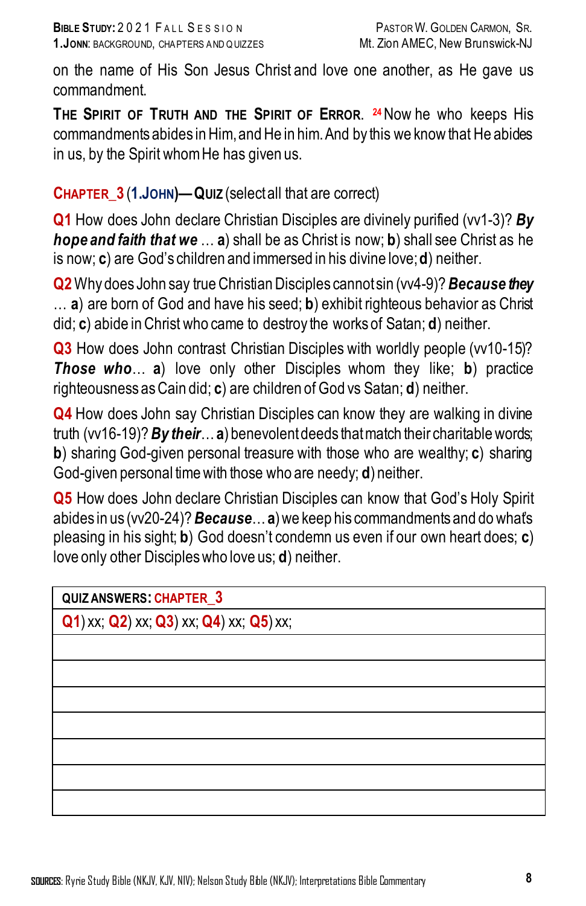on the name of His Son Jesus Christ and love one another, as He gave us commandment.

**The Spirit of Truth and the Spirit of Error.** [24] Now he who keeps His commandments abides in Him, and He in him. And by this we know that He abides in us, by the Spirit whom He has given us.

## Chapter_3 (1.John)—Quiz (select all that are correct)

**Q1** How does John declare Christian Disciples are divinely purified (vv1-3)? ***By hope and faith that we*** … **a**) shall be as Christ is now; **b**) shall see Christ as he is now; **c**) are God's children and immersed in his divine love; **d**) neither.

**Q2** Why does John say true Christian Disciples cannot sin (vv4-9)? ***Because they*** … **a**) are born of God and have his seed; **b**) exhibit righteous behavior as Christ did; **c**) abide in Christ who came to destroy the works of Satan; **d**) neither.

**Q3** How does John contrast Christian Disciples with worldly people (vv10-15)? ***Those who***… **a**) love only other Disciples whom they like; **b**) practice righteousness as Cain did; **c**) are children of God vs Satan; **d**) neither.

**Q4** How does John say Christian Disciples can know they are walking in divine truth (vv16-19)? ***By their***… **a**) benevolent deeds that match their charitable words; **b**) sharing God-given personal treasure with those who are wealthy; **c**) sharing God-given personal time with those who are needy; **d**) neither.

**Q5** How does John declare Christian Disciples can know that God's Holy Spirit abides in us (vv20-24)? ***Because***… **a**) we keep his commandments and do what's pleasing in his sight; **b**) God doesn't condemn us even if our own heart does; **c**) love only other Disciples who love us; **d**) neither.

| **QUIZ ANSWERS: CHAPTER_3** |
|---|
| **Q1**) xx; **Q2**) xx; **Q3**) xx; **Q4**) xx; **Q5**) xx; |
| |
| |
| |
| |
| |
| |
| |

**Sources:** Ryrie Study Bible (NKJV, KJV, NIV); Nelson Study Bible (NKJV); Interpretations Bible Commentary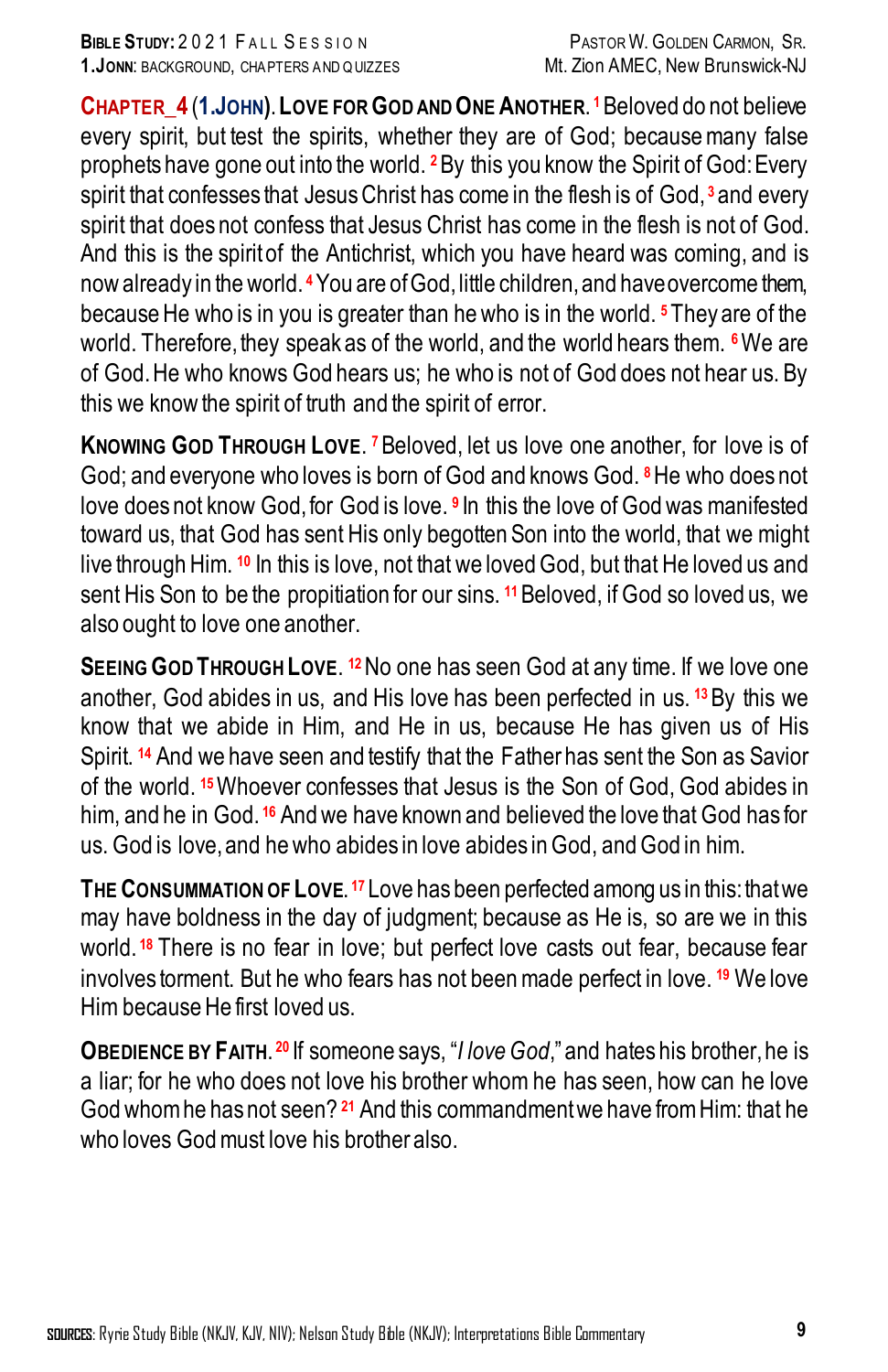**CHAPTER_4 (1.JOHN). LOVE FOR GOD AND ONE ANOTHER.** [1] Beloved do not believe every spirit, but test the spirits, whether they are of God; because many false prophets have gone out into the world. [2] By this you know the Spirit of God: Every spirit that confesses that Jesus Christ has come in the flesh is of God, [3] and every spirit that does not confess that Jesus Christ has come in the flesh is not of God. And this is the spirit of the Antichrist, which you have heard was coming, and is now already in the world. [4] You are of God, little children, and have overcome them, because He who is in you is greater than he who is in the world. [5] They are of the world. Therefore, they speak as of the world, and the world hears them. [6] We are of God. He who knows God hears us; he who is not of God does not hear us. By this we know the spirit of truth and the spirit of error.

**KNOWING GOD THROUGH LOVE.** [7] Beloved, let us love one another, for love is of God; and everyone who loves is born of God and knows God. [8] He who does not love does not know God, for God is love. [9] In this the love of God was manifested toward us, that God has sent His only begotten Son into the world, that we might live through Him. [10] In this is love, not that we loved God, but that He loved us and sent His Son to be the propitiation for our sins. [11] Beloved, if God so loved us, we also ought to love one another.

**SEEING GOD THROUGH LOVE.** [12] No one has seen God at any time. If we love one another, God abides in us, and His love has been perfected in us. [13] By this we know that we abide in Him, and He in us, because He has given us of His Spirit. [14] And we have seen and testify that the Father has sent the Son as Savior of the world. [15] Whoever confesses that Jesus is the Son of God, God abides in him, and he in God. [16] And we have known and believed the love that God has for us. God is love, and he who abides in love abides in God, and God in him.

**THE CONSUMMATION OF LOVE.** [17] Love has been perfected among us in this: that we may have boldness in the day of judgment; because as He is, so are we in this world. [18] There is no fear in love; but perfect love casts out fear, because fear involves torment. But he who fears has not been made perfect in love. [19] We love Him because He first loved us.

**OBEDIENCE BY FAITH.** [20] If someone says, "*I love God*," and hates his brother, he is a liar; for he who does not love his brother whom he has seen, how can he love God whom he has not seen? [21] And this commandment we have from Him: that he who loves God must love his brother also.

**SOURCES**: Ryrie Study Bible (NKJV, KJV, NIV); Nelson Study Bible (NKJV); Interpretations Bible Commentary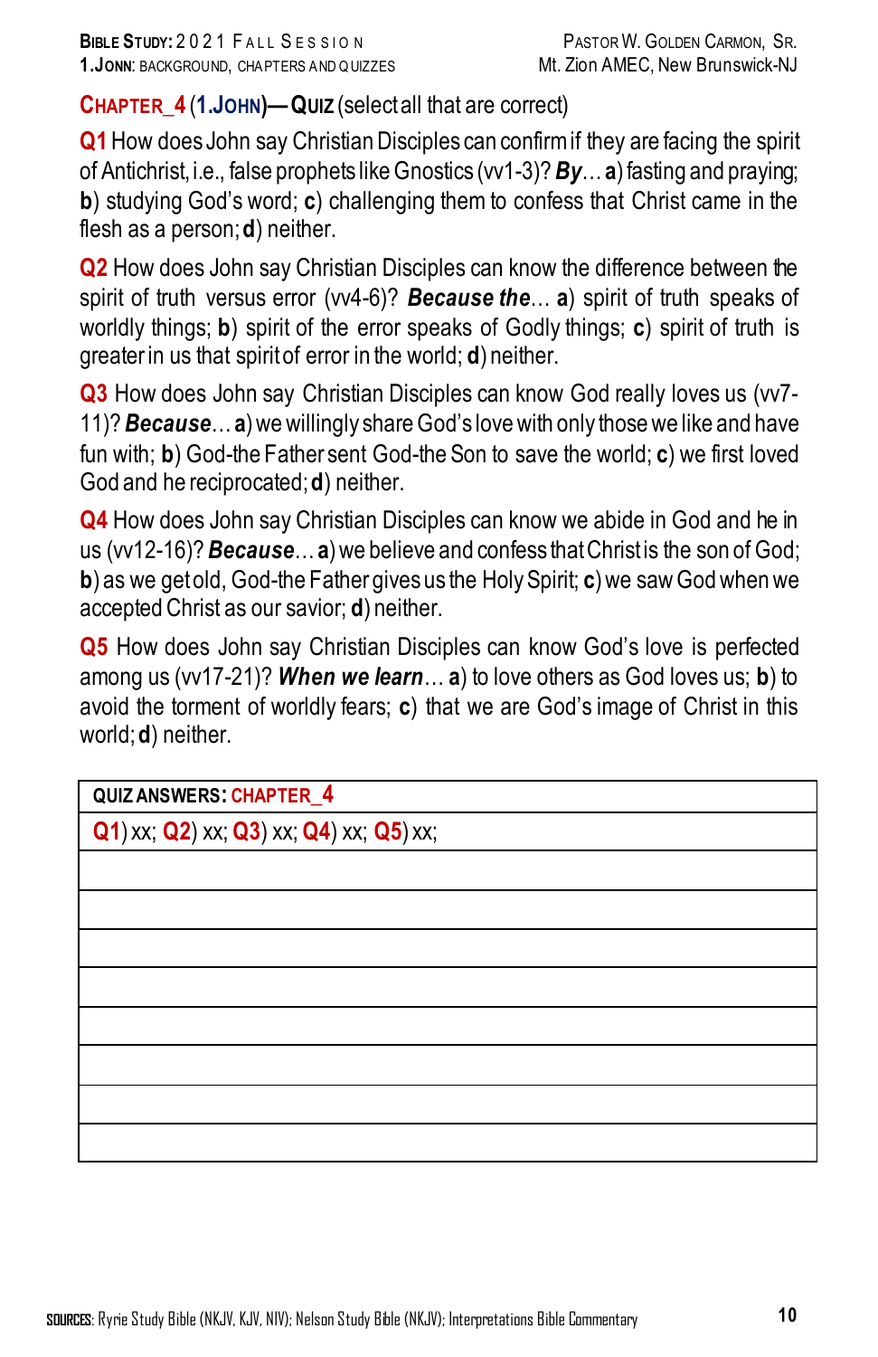## CHAPTER_4 (1.JOHN)—QUIZ (select all that are correct)

**Q1** How does John say Christian Disciples can confirm if they are facing the spirit of Antichrist, i.e., false prophets like Gnostics (vv1-3)? ***By***… **a**) fasting and praying; **b**) studying God's word; **c**) challenging them to confess that Christ came in the flesh as a person; **d**) neither.

**Q2** How does John say Christian Disciples can know the difference between the spirit of truth versus error (vv4-6)? ***Because the***… **a**) spirit of truth speaks of worldly things; **b**) spirit of the error speaks of Godly things; **c**) spirit of truth is greater in us that spirit of error in the world; **d**) neither.

**Q3** How does John say Christian Disciples can know God really loves us (vv7-11)? ***Because***… **a**) we willingly share God's love with only those we like and have fun with; **b**) God-the Father sent God-the Son to save the world; **c**) we first loved God and he reciprocated; **d**) neither.

**Q4** How does John say Christian Disciples can know we abide in God and he in us (vv12-16)? ***Because***… **a**) we believe and confess that Christ is the son of God; **b**) as we get old, God-the Father gives us the Holy Spirit; **c**) we saw God when we accepted Christ as our savior; **d**) neither.

**Q5** How does John say Christian Disciples can know God's love is perfected among us (vv17-21)? ***When we learn***… **a**) to love others as God loves us; **b**) to avoid the torment of worldly fears; **c**) that we are God's image of Christ in this world; **d**) neither.

| QUIZ ANSWERS: CHAPTER_4 |
|---|
| **Q1**) xx; **Q2**) xx; **Q3**) xx; **Q4**) xx; **Q5**) xx; |
| |
| |
| |
| |
| |
| |
| |
| |

SOURCES: Ryrie Study Bible (NKJV, KJV, NIV); Nelson Study Bible (NKJV); Interpretations Bible Commentary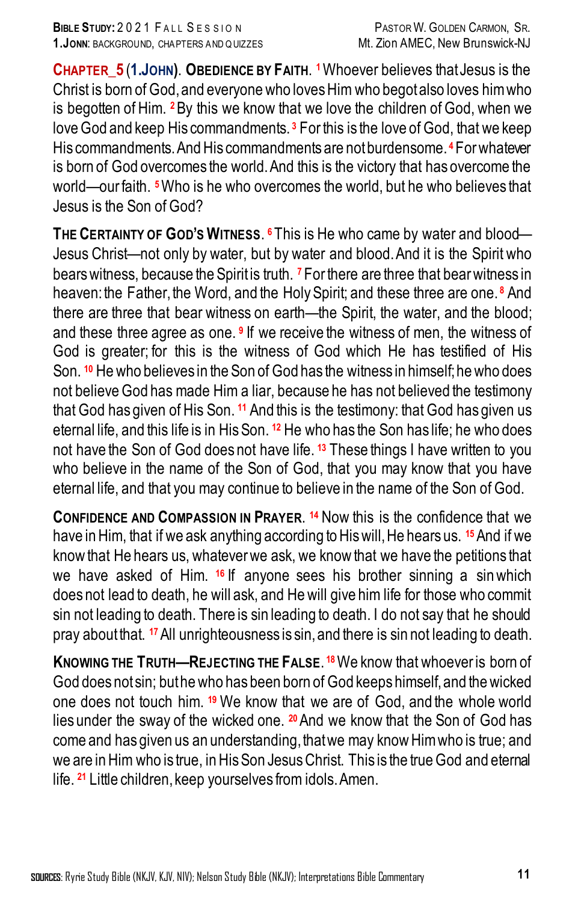**CHAPTER_5 (1.JOHN). OBEDIENCE BY FAITH.** [1] Whoever believes that Jesus is the Christ is born of God, and everyone who loves Him who begot also loves him who is begotten of Him. [2] By this we know that we love the children of God, when we love God and keep His commandments. [3] For this is the love of God, that we keep His commandments. And His commandments are not burdensome. [4] For whatever is born of God overcomes the world. And this is the victory that has overcome the world—our faith. [5] Who is he who overcomes the world, but he who believes that Jesus is the Son of God?

**THE CERTAINTY OF GOD'S WITNESS.** [6] This is He who came by water and blood—Jesus Christ—not only by water, but by water and blood. And it is the Spirit who bears witness, because the Spirit is truth. [7] For there are three that bear witness in heaven: the Father, the Word, and the Holy Spirit; and these three are one. [8] And there are three that bear witness on earth—the Spirit, the water, and the blood; and these three agree as one. [9] If we receive the witness of men, the witness of God is greater; for this is the witness of God which He has testified of His Son. [10] He who believes in the Son of God has the witness in himself; he who does not believe God has made Him a liar, because he has not believed the testimony that God has given of His Son. [11] And this is the testimony: that God has given us eternal life, and this life is in His Son. [12] He who has the Son has life; he who does not have the Son of God does not have life. [13] These things I have written to you who believe in the name of the Son of God, that you may know that you have eternal life, and that you may continue to believe in the name of the Son of God.

**CONFIDENCE AND COMPASSION IN PRAYER.** [14] Now this is the confidence that we have in Him, that if we ask anything according to His will, He hears us. [15] And if we know that He hears us, whatever we ask, we know that we have the petitions that we have asked of Him. [16] If anyone sees his brother sinning a sin which does not lead to death, he will ask, and He will give him life for those who commit sin not leading to death. There is sin leading to death. I do not say that he should pray about that. [17] All unrighteousness is sin, and there is sin not leading to death.

**KNOWING THE TRUTH—REJECTING THE FALSE.** [18] We know that whoever is born of God does not sin; but he who has been born of God keeps himself, and the wicked one does not touch him. [19] We know that we are of God, and the whole world lies under the sway of the wicked one. [20] And we know that the Son of God has come and has given us an understanding, that we may know Him who is true; and we are in Him who is true, in His Son Jesus Christ. This is the true God and eternal life. [21] Little children, keep yourselves from idols. Amen.

**SOURCES**: Ryrie Study Bible (NKJV, KJV, NIV); Nelson Study Bible (NKJV); Interpretations Bible Commentary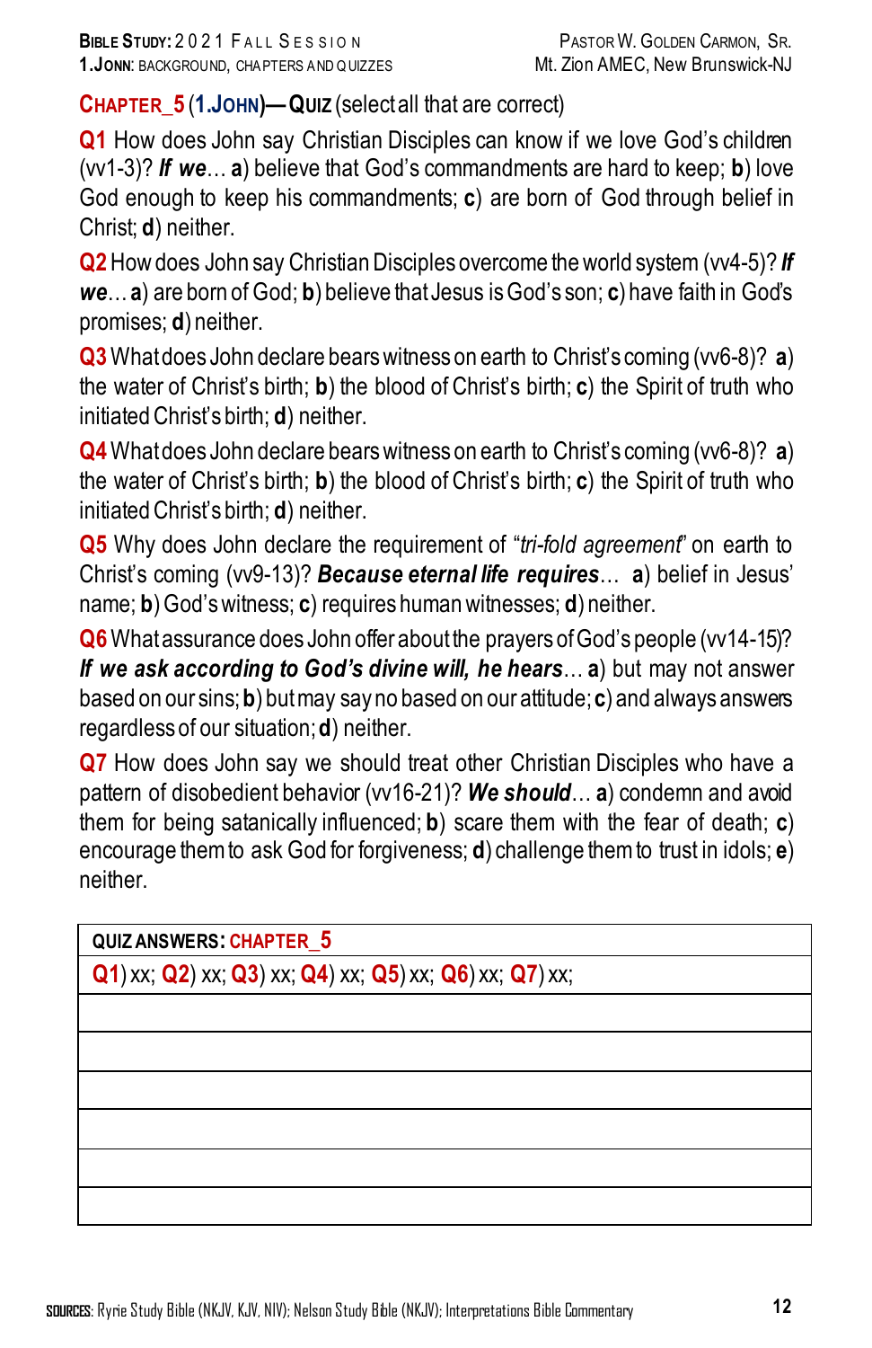## CHAPTER_5 (1.JOHN)—QUIZ (select all that are correct)

**Q1** How does John say Christian Disciples can know if we love God's children (vv1-3)? ***If we***… **a**) believe that God's commandments are hard to keep; **b**) love God enough to keep his commandments; **c**) are born of God through belief in Christ; **d**) neither.

**Q2** How does John say Christian Disciples overcome the world system (vv4-5)? ***If we***… **a**) are born of God; **b**) believe that Jesus is God's son; **c**) have faith in God's promises; **d**) neither.

**Q3** What does John declare bears witness on earth to Christ's coming (vv6-8)? **a**) the water of Christ's birth; **b**) the blood of Christ's birth; **c**) the Spirit of truth who initiated Christ's birth; **d**) neither.

**Q4** What does John declare bears witness on earth to Christ's coming (vv6-8)? **a**) the water of Christ's birth; **b**) the blood of Christ's birth; **c**) the Spirit of truth who initiated Christ's birth; **d**) neither.

**Q5** Why does John declare the requirement of "*tri-fold agreement*" on earth to Christ's coming (vv9-13)? ***Because eternal life requires***… **a**) belief in Jesus' name; **b**) God's witness; **c**) requires human witnesses; **d**) neither.

**Q6** What assurance does John offer about the prayers of God's people (vv14-15)? ***If we ask according to God's divine will, he hears***… **a**) but may not answer based on our sins; **b**) but may say no based on our attitude; **c**) and always answers regardless of our situation; **d**) neither.

**Q7** How does John say we should treat other Christian Disciples who have a pattern of disobedient behavior (vv16-21)? ***We should***… **a**) condemn and avoid them for being satanically influenced; **b**) scare them with the fear of death; **c**) encourage them to ask God for forgiveness; **d**) challenge them to trust in idols; **e**) neither.

| **QUIZ ANSWERS: CHAPTER_5** |
|---|
| Q1) xx; Q2) xx; Q3) xx; Q4) xx; Q5) xx; Q6) xx; Q7) xx; |
| |
| |
| |
| |
| |
| |

**SOURCES**: Ryrie Study Bible (NKJV, KJV, NIV); Nelson Study Bible (NKJV); Interpretations Bible Commentary